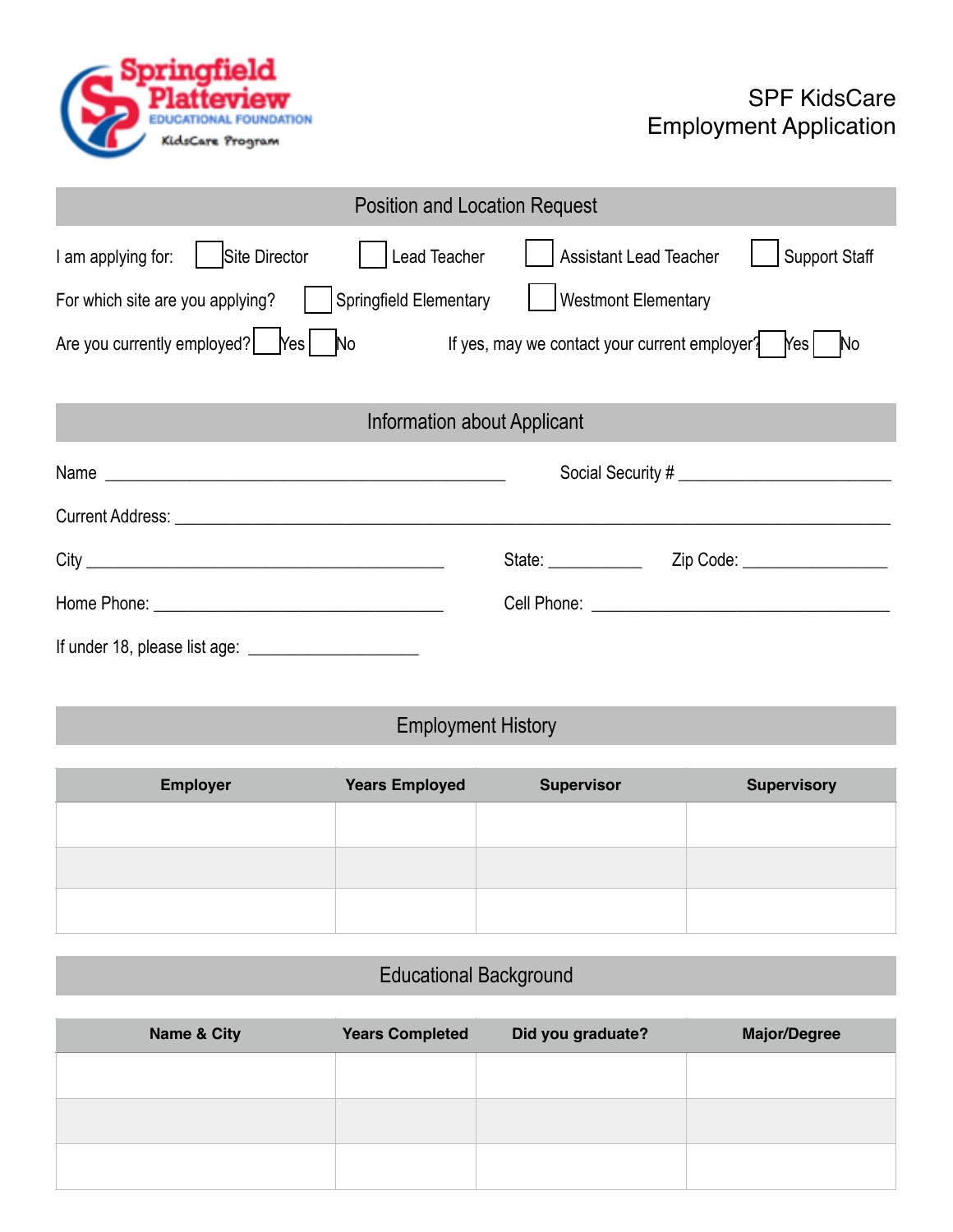Springfield Platteview Educational Foundation
KidsCare Program

# SPF KidsCare Employment Application

## Position and Location Request

I am applying for: ☐ Site Director ☐ Lead Teacher ☐ Assistant Lead Teacher ☐ Support Staff

For which site are you applying? ☐ Springfield Elementary ☐ Westmont Elementary

Are you currently employed? ☐ Yes ☐ No If yes, may we contact your current employer? ☐ Yes ☐ No

## Information about Applicant

Name ______________________________ Social Security # ______________________

Current Address: __________________________________________________________

City ______________________________ State: __________ Zip Code: ______________

Home Phone: ______________________ Cell Phone: ______________________________

If under 18, please list age: ________________

## Employment History

| Employer | Years Employed | Supervisor | Supervisory |
|---|---|---|---|
| | | | |
| | | | |
| | | | |

## Educational Background

| Name & City | Years Completed | Did you graduate? | Major/Degree |
|---|---|---|---|
| | | | |
| | | | |
| | | | |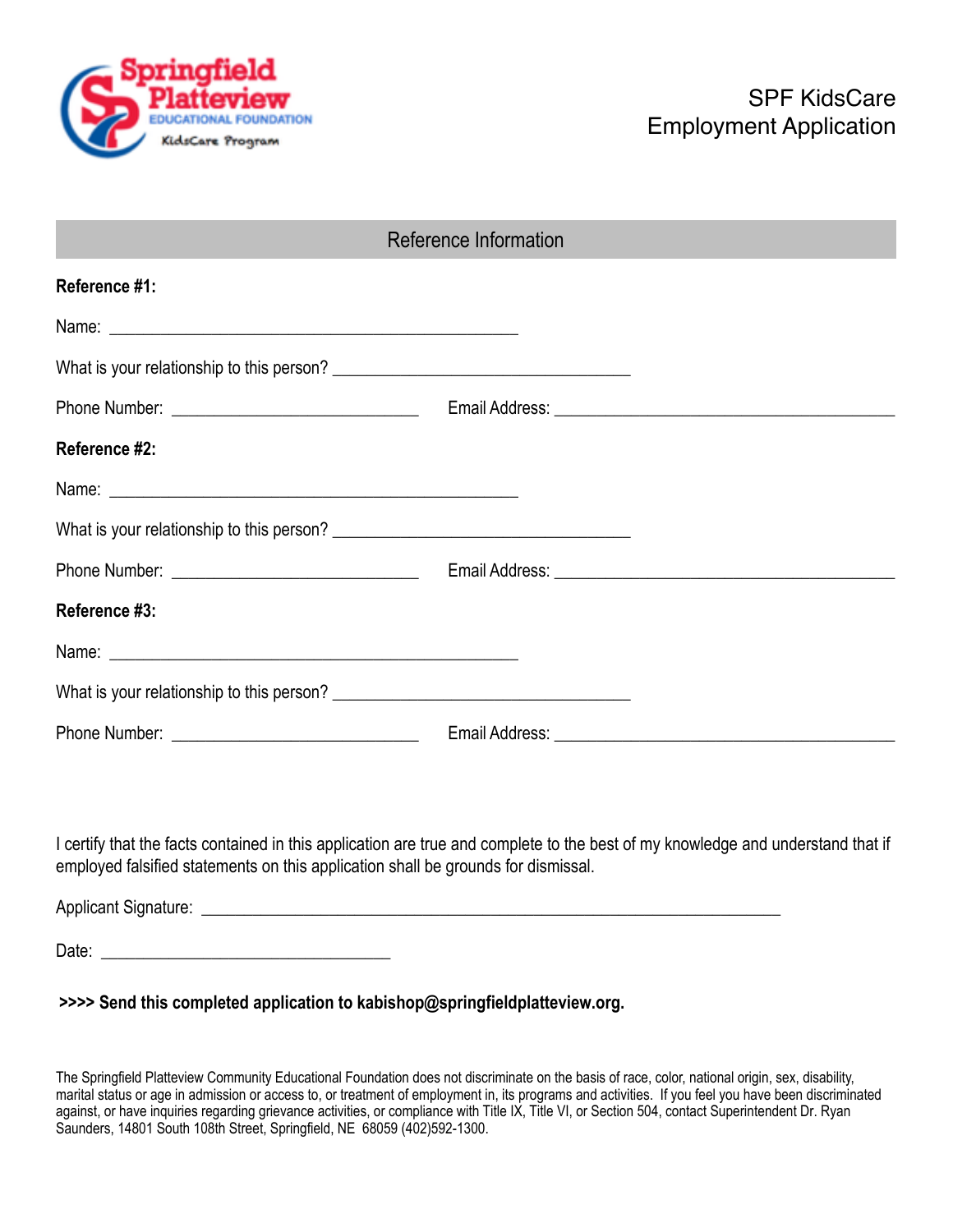# SPF KidsCare Employment Application

## Reference Information

**Reference #1:**

Name: ______________________________________________

What is your relationship to this person? ________________________________

Phone Number: ___________________________ Email Address: _____________________________________

**Reference #2:**

Name: ______________________________________________

What is your relationship to this person? ________________________________

Phone Number: ___________________________ Email Address: _____________________________________

**Reference #3:**

Name: ______________________________________________

What is your relationship to this person? ________________________________

Phone Number: ___________________________ Email Address: _____________________________________

I certify that the facts contained in this application are true and complete to the best of my knowledge and understand that if employed falsified statements on this application shall be grounds for dismissal.

Applicant Signature: ________________________________________________________________

Date: ________________________________

**>>>> Send this completed application to kabishop@springfieldplatteview.org.**

The Springfield Platteview Community Educational Foundation does not discriminate on the basis of race, color, national origin, sex, disability, marital status or age in admission or access to, or treatment of employment in, its programs and activities. If you feel you have been discriminated against, or have inquiries regarding grievance activities, or compliance with Title IX, Title VI, or Section 504, contact Superintendent Dr. Ryan Saunders, 14801 South 108th Street, Springfield, NE 68059 (402)592-1300.